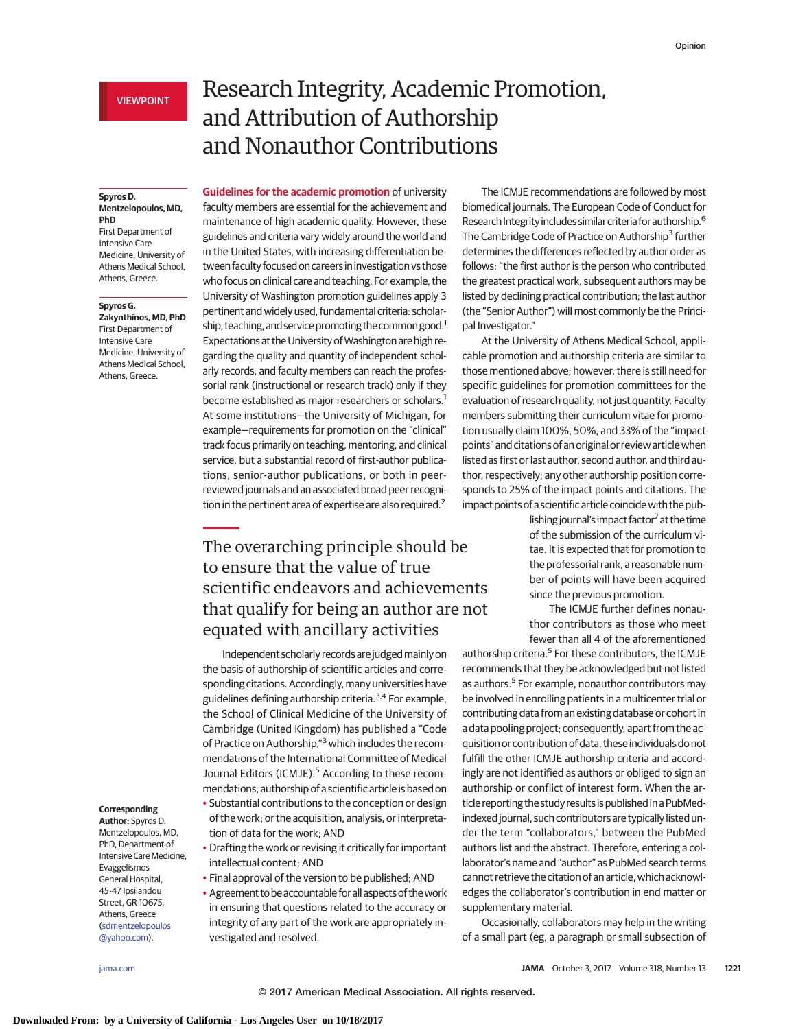VIEWPOINT

# Research Integrity, Academic Promotion, and Attribution of Authorship and Nonauthor Contributions

**Spyros D. Mentzelopoulos, MD, PhD**
First Department of Intensive Care Medicine, University of Athens Medical School, Athens, Greece.

**Spyros G. Zakynthinos, MD, PhD**
First Department of Intensive Care Medicine, University of Athens Medical School, Athens, Greece.

**Corresponding Author:** Spyros D. Mentzelopoulos, MD, PhD, Department of Intensive Care Medicine, Evaggelismos General Hospital, 45-47 Ipsilandou Street, GR-10675, Athens, Greece (sdmentzelopoulos@yahoo.com).

**Guidelines for the academic promotion** of university faculty members are essential for the achievement and maintenance of high academic quality. However, these guidelines and criteria vary widely around the world and in the United States, with increasing differentiation between faculty focused on careers in investigation vs those who focus on clinical care and teaching. For example, the University of Washington promotion guidelines apply 3 pertinent and widely used, fundamental criteria: scholarship, teaching, and service promoting the common good.[1] Expectations at the University of Washington are high regarding the quality and quantity of independent scholarly records, and faculty members can reach the professorial rank (instructional or research track) only if they become established as major researchers or scholars.[1] At some institutions—the University of Michigan, for example—requirements for promotion on the "clinical" track focus primarily on teaching, mentoring, and clinical service, but a substantial record of first-author publications, senior-author publications, or both in peer-reviewed journals and an associated broad peer recognition in the pertinent area of expertise are also required.[2]

> The overarching principle should be to ensure that the value of true scientific endeavors and achievements that qualify for being an author are not equated with ancillary activities

Independent scholarly records are judged mainly on the basis of authorship of scientific articles and corresponding citations. Accordingly, many universities have guidelines defining authorship criteria.[3,4] For example, the School of Clinical Medicine of the University of Cambridge (United Kingdom) has published a "Code of Practice on Authorship,"[3] which includes the recommendations of the International Committee of Medical Journal Editors (ICMJE).[5] According to these recommendations, authorship of a scientific article is based on

- Substantial contributions to the conception or design of the work; or the acquisition, analysis, or interpretation of data for the work; AND
- Drafting the work or revising it critically for important intellectual content; AND
- Final approval of the version to be published; AND
- Agreement to be accountable for all aspects of the work in ensuring that questions related to the accuracy or integrity of any part of the work are appropriately investigated and resolved.

The ICMJE recommendations are followed by most biomedical journals. The European Code of Conduct for Research Integrity includes similar criteria for authorship.[6] The Cambridge Code of Practice on Authorship[3] further determines the differences reflected by author order as follows: "the first author is the person who contributed the greatest practical work, subsequent authors may be listed by declining practical contribution; the last author (the "Senior Author") will most commonly be the Principal Investigator."

At the University of Athens Medical School, applicable promotion and authorship criteria are similar to those mentioned above; however, there is still need for specific guidelines for promotion committees for the evaluation of research quality, not just quantity. Faculty members submitting their curriculum vitae for promotion usually claim 100%, 50%, and 33% of the "impact points" and citations of an original or review article when listed as first or last author, second author, and third author, respectively; any other authorship position corresponds to 25% of the impact points and citations. The impact points of a scientific article coincide with the publishing journal's impact factor[7] at the time of the submission of the curriculum vitae. It is expected that for promotion to the professorial rank, a reasonable number of points will have been acquired since the previous promotion.

The ICMJE further defines nonauthor contributors as those who meet fewer than all 4 of the aforementioned authorship criteria.[5] For these contributors, the ICMJE recommends that they be acknowledged but not listed as authors.[5] For example, nonauthor contributors may be involved in enrolling patients in a multicenter trial or contributing data from an existing database or cohort in a data pooling project; consequently, apart from the acquisition or contribution of data, these individuals do not fulfill the other ICMJE authorship criteria and accordingly are not identified as authors or obliged to sign an authorship or conflict of interest form. When the article reporting the study results is published in a PubMed-indexed journal, such contributors are typically listed under the term "collaborators," between the PubMed authors list and the abstract. Therefore, entering a collaborator's name and "author" as PubMed search terms cannot retrieve the citation of an article, which acknowledges the collaborator's contribution in end matter or supplementary material.

Occasionally, collaborators may help in the writing of a small part (eg, a paragraph or small subsection of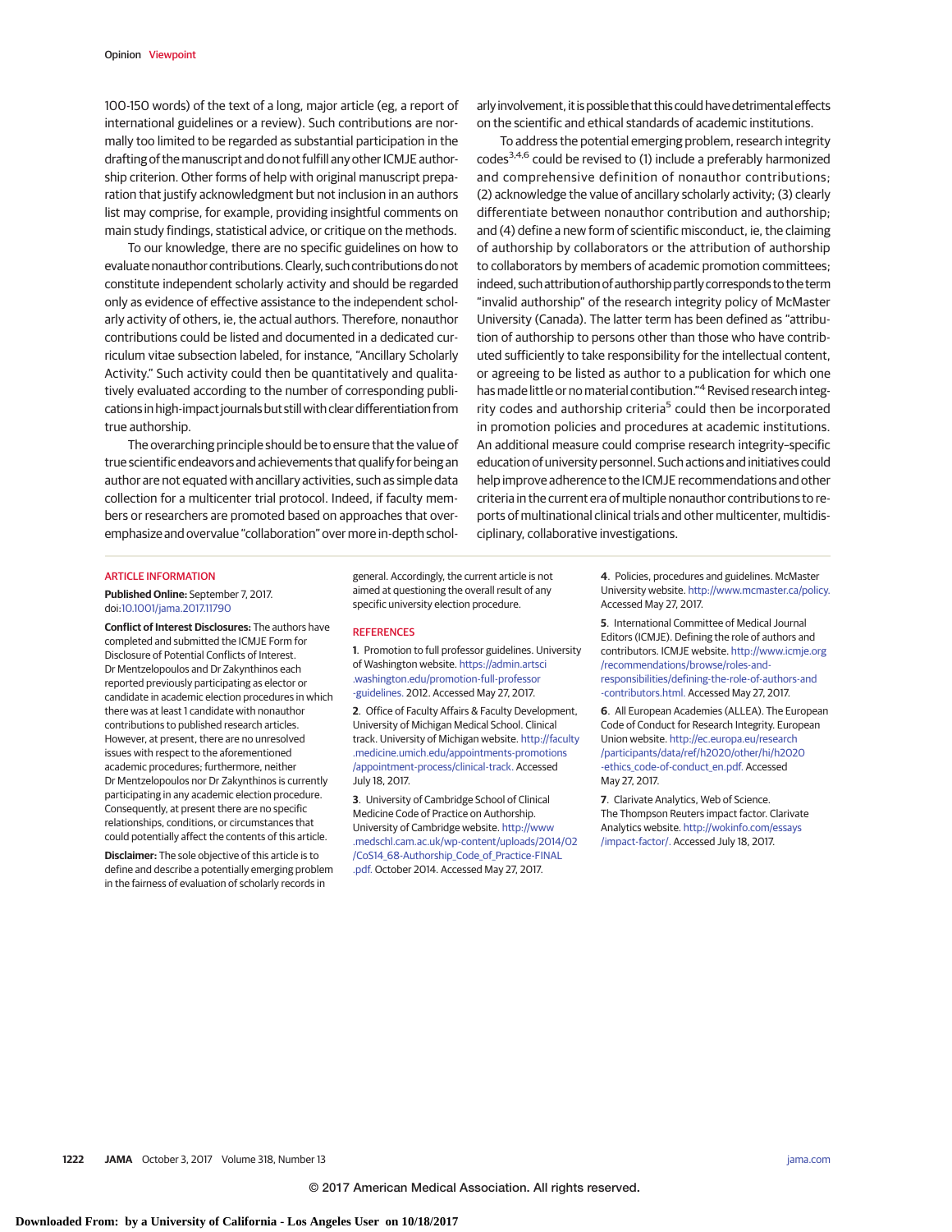100-150 words) of the text of a long, major article (eg, a report of international guidelines or a review). Such contributions are normally too limited to be regarded as substantial participation in the drafting of the manuscript and do not fulfill any other ICMJE authorship criterion. Other forms of help with original manuscript preparation that justify acknowledgment but not inclusion in an authors list may comprise, for example, providing insightful comments on main study findings, statistical advice, or critique on the methods.

To our knowledge, there are no specific guidelines on how to evaluate nonauthor contributions. Clearly, such contributions do not constitute independent scholarly activity and should be regarded only as evidence of effective assistance to the independent scholarly activity of others, ie, the actual authors. Therefore, nonauthor contributions could be listed and documented in a dedicated curriculum vitae subsection labeled, for instance, "Ancillary Scholarly Activity." Such activity could then be quantitatively and qualitatively evaluated according to the number of corresponding publications in high-impact journals but still with clear differentiation from true authorship.

The overarching principle should be to ensure that the value of true scientific endeavors and achievements that qualify for being an author are not equated with ancillary activities, such as simple data collection for a multicenter trial protocol. Indeed, if faculty members or researchers are promoted based on approaches that overemphasize and overvalue "collaboration" over more in-depth scholarly involvement, it is possible that this could have detrimental effects on the scientific and ethical standards of academic institutions.

To address the potential emerging problem, research integrity codes[3,4,6] could be revised to (1) include a preferably harmonized and comprehensive definition of nonauthor contributions; (2) acknowledge the value of ancillary scholarly activity; (3) clearly differentiate between nonauthor contribution and authorship; and (4) define a new form of scientific misconduct, ie, the claiming of authorship by collaborators or the attribution of authorship to collaborators by members of academic promotion committees; indeed, such attribution of authorship partly corresponds to the term "invalid authorship" of the research integrity policy of McMaster University (Canada). The latter term has been defined as "attribution of authorship to persons other than those who have contributed sufficiently to take responsibility for the intellectual content, or agreeing to be listed as author to a publication for which one has made little or no material contibution."[4] Revised research integrity codes and authorship criteria[5] could then be incorporated in promotion policies and procedures at academic institutions. An additional measure could comprise research integrity–specific education of university personnel. Such actions and initiatives could help improve adherence to the ICMJE recommendations and other criteria in the current era of multiple nonauthor contributions to reports of multinational clinical trials and other multicenter, multidisciplinary, collaborative investigations.

## ARTICLE INFORMATION

**Published Online:** September 7, 2017. doi:10.1001/jama.2017.11790

**Conflict of Interest Disclosures:** The authors have completed and submitted the ICMJE Form for Disclosure of Potential Conflicts of Interest. Dr Mentzelopoulos and Dr Zakynthinos each reported previously participating as elector or candidate in academic election procedures in which there was at least 1 candidate with nonauthor contributions to published research articles. However, at present, there are no unresolved issues with respect to the aforementioned academic procedures; furthermore, neither Dr Mentzelopoulos nor Dr Zakynthinos is currently participating in any academic election procedure. Consequently, at present there are no specific relationships, conditions, or circumstances that could potentially affect the contents of this article.

**Disclaimer:** The sole objective of this article is to define and describe a potentially emerging problem in the fairness of evaluation of scholarly records in general. Accordingly, the current article is not aimed at questioning the overall result of any specific university election procedure.

## REFERENCES

1. Promotion to full professor guidelines. University of Washington website. https://admin.artsci.washington.edu/promotion-full-professor-guidelines. 2012. Accessed May 27, 2017.

2. Office of Faculty Affairs & Faculty Development, University of Michigan Medical School. Clinical track. University of Michigan website. http://faculty.medicine.umich.edu/appointments-promotions/appointment-process/clinical-track. Accessed July 18, 2017.

3. University of Cambridge School of Clinical Medicine Code of Practice on Authorship. University of Cambridge website. http://www.medschl.cam.ac.uk/wp-content/uploads/2014/02/CoS14_68-Authorship_Code_of_Practice-FINAL.pdf. October 2014. Accessed May 27, 2017.

4. Policies, procedures and guidelines. McMaster University website. http://www.mcmaster.ca/policy. Accessed May 27, 2017.

5. International Committee of Medical Journal Editors (ICMJE). Defining the role of authors and contributors. ICMJE website. http://www.icmje.org/recommendations/browse/roles-and-responsibilities/defining-the-role-of-authors-and-contributors.html. Accessed May 27, 2017.

6. All European Academies (ALLEA). The European Code of Conduct for Research Integrity. European Union website. http://ec.europa.eu/research/participants/data/ref/h2020/other/hi/h2020-ethics_code-of-conduct_en.pdf. Accessed May 27, 2017.

7. Clarivate Analytics, Web of Science. The Thompson Reuters impact factor. Clarivate Analytics website. http://wokinfo.com/essays/impact-factor/. Accessed July 18, 2017.